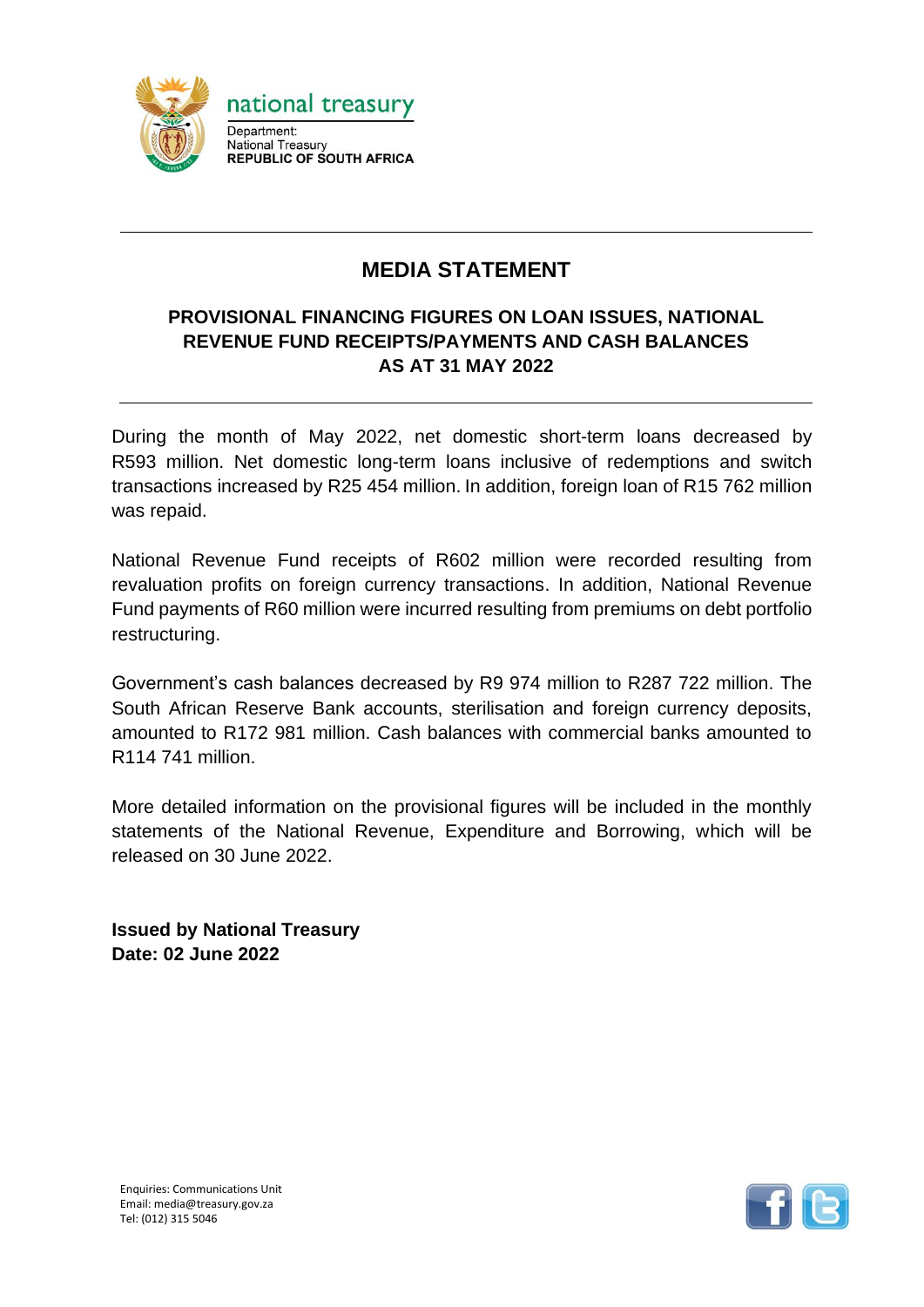national treasury

Department:
National Treasury
**REPUBLIC OF SOUTH AFRICA**

# MEDIA STATEMENT

## PROVISIONAL FINANCING FIGURES ON LOAN ISSUES, NATIONAL REVENUE FUND RECEIPTS/PAYMENTS AND CASH BALANCES AS AT 31 MAY 2022

During the month of May 2022, net domestic short-term loans decreased by R593 million. Net domestic long-term loans inclusive of redemptions and switch transactions increased by R25 454 million. In addition, foreign loan of R15 762 million was repaid.

National Revenue Fund receipts of R602 million were recorded resulting from revaluation profits on foreign currency transactions. In addition, National Revenue Fund payments of R60 million were incurred resulting from premiums on debt portfolio restructuring.

Government's cash balances decreased by R9 974 million to R287 722 million. The South African Reserve Bank accounts, sterilisation and foreign currency deposits, amounted to R172 981 million. Cash balances with commercial banks amounted to R114 741 million.

More detailed information on the provisional figures will be included in the monthly statements of the National Revenue, Expenditure and Borrowing, which will be released on 30 June 2022.

**Issued by National Treasury**
**Date: 02 June 2022**

Enquiries: Communications Unit
Email: media@treasury.gov.za
Tel: (012) 315 5046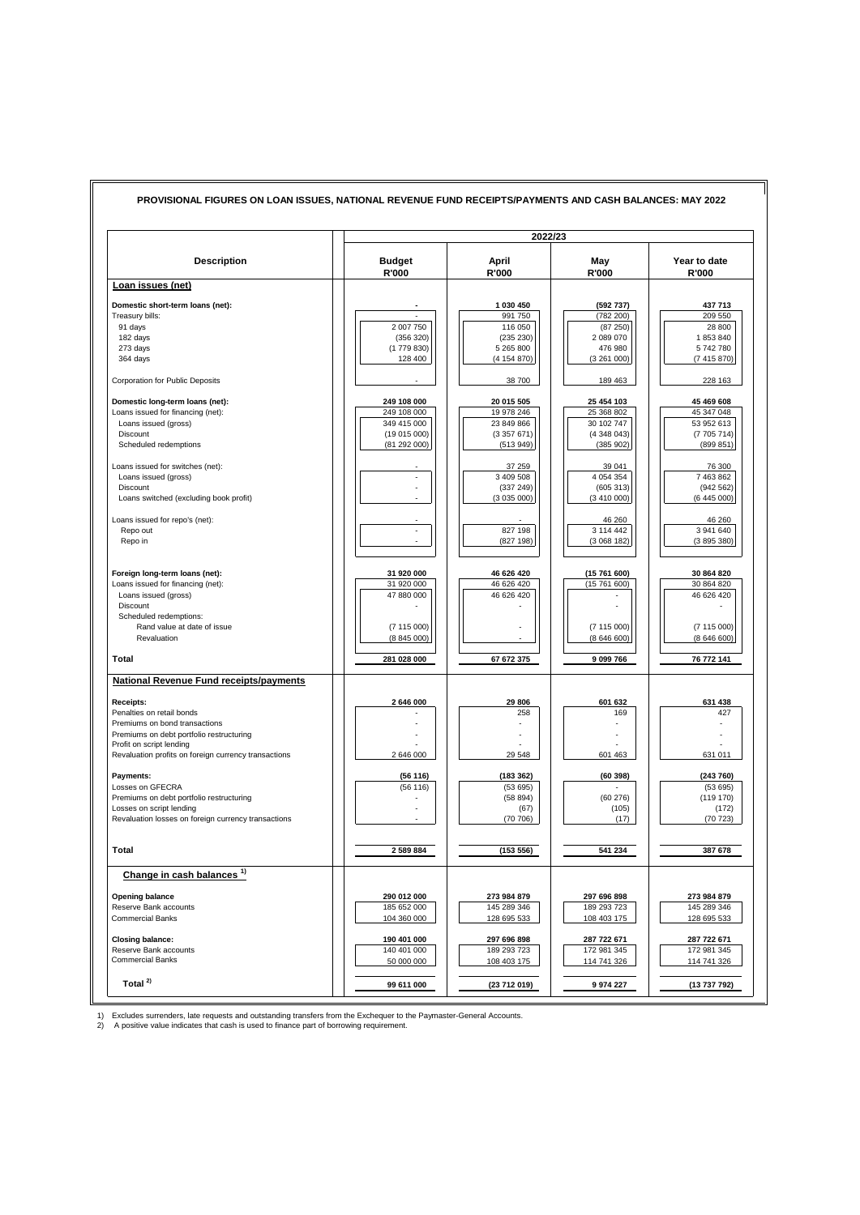# PROVISIONAL FIGURES ON LOAN ISSUES, NATIONAL REVENUE FUND RECEIPTS/PAYMENTS AND CASH BALANCES: MAY 2022

| Description | 2022/23 | | | |
|---|---|---|---|---|
| | **Budget R'000** | **April R'000** | **May R'000** | **Year to date R'000** |
| **Loan issues (net)** | | | | |
| **Domestic short-term loans (net):** | **-** | **1 030 450** | **(592 737)** | **437 713** |
| Treasury bills: | - | 991 750 | (782 200) | 209 550 |
| 91 days | 2 007 750 | 116 050 | (87 250) | 28 800 |
| 182 days | (356 320) | (235 230) | 2 089 070 | 1 853 840 |
| 273 days | (1 779 830) | 5 265 800 | 476 980 | 5 742 780 |
| 364 days | 128 400 | (4 154 870) | (3 261 000) | (7 415 870) |
| Corporation for Public Deposits | - | 38 700 | 189 463 | 228 163 |
| **Domestic long-term loans (net):** | **249 108 000** | **20 015 505** | **25 454 103** | **45 469 608** |
| Loans issued for financing (net): | 249 108 000 | 19 978 246 | 25 368 802 | 45 347 048 |
| Loans issued (gross) | 349 415 000 | 23 849 866 | 30 102 747 | 53 952 613 |
| Discount | (19 015 000) | (3 357 671) | (4 348 043) | (7 705 714) |
| Scheduled redemptions | (81 292 000) | (513 949) | (385 902) | (899 851) |
| Loans issued for switches (net): | - | 37 259 | 39 041 | 76 300 |
| Loans issued (gross) | - | 3 409 508 | 4 054 354 | 7 463 862 |
| Discount | - | (337 249) | (605 313) | (942 562) |
| Loans switched (excluding book profit) | - | (3 035 000) | (3 410 000) | (6 445 000) |
| Loans issued for repo's (net): | - | - | 46 260 | 46 260 |
| Repo out | - | 827 198 | 3 114 442 | 3 941 640 |
| Repo in | - | (827 198) | (3 068 182) | (3 895 380) |
| **Foreign long-term loans (net):** | **31 920 000** | **46 626 420** | **(15 761 600)** | **30 864 820** |
| Loans issued for financing (net): | 31 920 000 | 46 626 420 | (15 761 600) | 30 864 820 |
| Loans issued (gross) | 47 880 000 | 46 626 420 | - | 46 626 420 |
| Discount | - | - | - | - |
| Scheduled redemptions: | | | | |
| Rand value at date of issue | (7 115 000) | - | (7 115 000) | (7 115 000) |
| Revaluation | (8 845 000) | - | (8 646 600) | (8 646 600) |
| **Total** | **281 028 000** | **67 672 375** | **9 099 766** | **76 772 141** |
| **National Revenue Fund receipts/payments** | | | | |
| **Receipts:** | **2 646 000** | **29 806** | **601 632** | **631 438** |
| Penalties on retail bonds | - | 258 | 169 | 427 |
| Premiums on bond transactions | - | - | - | - |
| Premiums on debt portfolio restructuring | - | - | - | - |
| Profit on script lending | - | - | - | - |
| Revaluation profits on foreign currency transactions | 2 646 000 | 29 548 | 601 463 | 631 011 |
| **Payments:** | **(56 116)** | **(183 362)** | **(60 398)** | **(243 760)** |
| Losses on GFECRA | (56 116) | (53 695) | - | (53 695) |
| Premiums on debt portfolio restructuring | - | (58 894) | (60 276) | (119 170) |
| Losses on script lending | - | (67) | (105) | (172) |
| Revaluation losses on foreign currency transactions | - | (70 706) | (17) | (70 723) |
| **Total** | **2 589 884** | **(153 556)** | **541 234** | **387 678** |
| **Change in cash balances [1]** | | | | |
| **Opening balance** | **290 012 000** | **273 984 879** | **297 696 898** | **273 984 879** |
| Reserve Bank accounts | 185 652 000 | 145 289 346 | 189 293 723 | 145 289 346 |
| Commercial Banks | 104 360 000 | 128 695 533 | 108 403 175 | 128 695 533 |
| **Closing balance:** | **190 401 000** | **297 696 898** | **287 722 671** | **287 722 671** |
| Reserve Bank accounts | 140 401 000 | 189 293 723 | 172 981 345 | 172 981 345 |
| Commercial Banks | 50 000 000 | 108 403 175 | 114 741 326 | 114 741 326 |
| **Total [2]** | **99 611 000** | **(23 712 019)** | **9 974 227** | **(13 737 792)** |

1) Excludes surrenders, late requests and outstanding transfers from the Exchequer to the Paymaster-General Accounts.
2) A positive value indicates that cash is used to finance part of borrowing requirement.